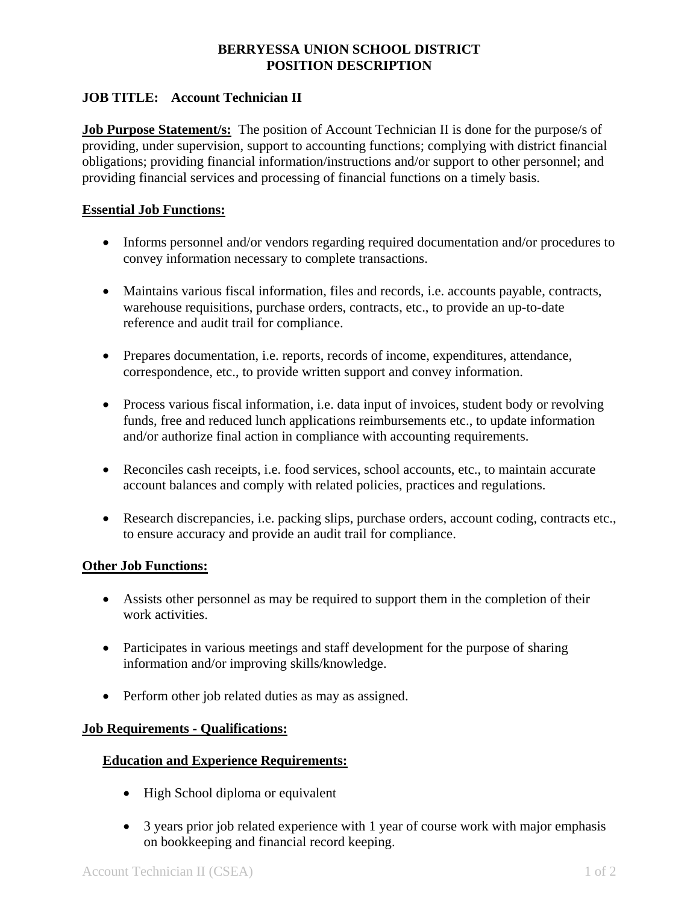# BERRYESSA UNION SCHOOL DISTRICT
# POSITION DESCRIPTION

**JOB TITLE: Account Technician II**

**Job Purpose Statement/s:** The position of Account Technician II is done for the purpose/s of providing, under supervision, support to accounting functions; complying with district financial obligations; providing financial information/instructions and/or support to other personnel; and providing financial services and processing of financial functions on a timely basis.

## Essential Job Functions:

- Informs personnel and/or vendors regarding required documentation and/or procedures to convey information necessary to complete transactions.
- Maintains various fiscal information, files and records, i.e. accounts payable, contracts, warehouse requisitions, purchase orders, contracts, etc., to provide an up-to-date reference and audit trail for compliance.
- Prepares documentation, i.e. reports, records of income, expenditures, attendance, correspondence, etc., to provide written support and convey information.
- Process various fiscal information, i.e. data input of invoices, student body or revolving funds, free and reduced lunch applications reimbursements etc., to update information and/or authorize final action in compliance with accounting requirements.
- Reconciles cash receipts, i.e. food services, school accounts, etc., to maintain accurate account balances and comply with related policies, practices and regulations.
- Research discrepancies, i.e. packing slips, purchase orders, account coding, contracts etc., to ensure accuracy and provide an audit trail for compliance.

## Other Job Functions:

- Assists other personnel as may be required to support them in the completion of their work activities.
- Participates in various meetings and staff development for the purpose of sharing information and/or improving skills/knowledge.
- Perform other job related duties as may as assigned.

## Job Requirements - Qualifications:

### Education and Experience Requirements:

- High School diploma or equivalent
- 3 years prior job related experience with 1 year of course work with major emphasis on bookkeeping and financial record keeping.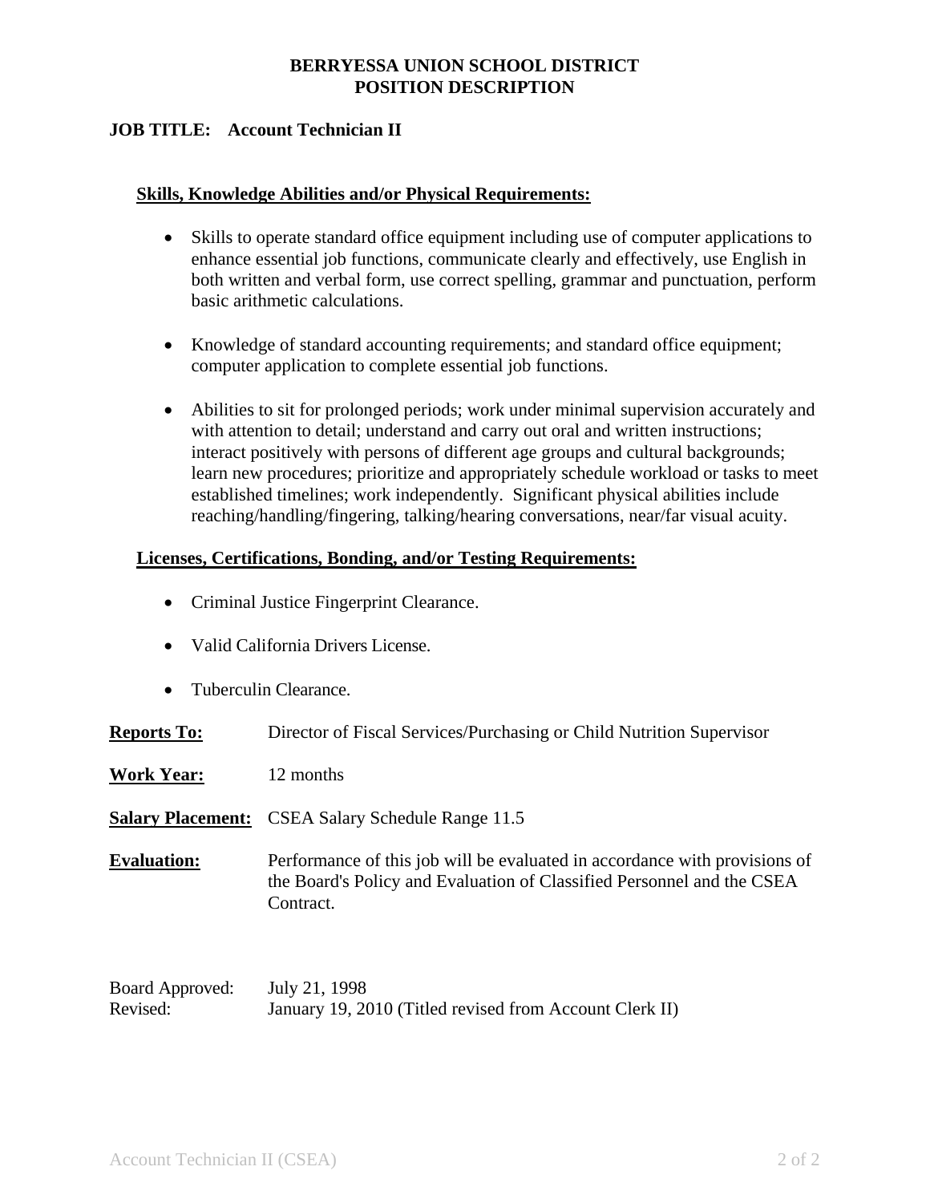**BERRYESSA UNION SCHOOL DISTRICT**
**POSITION DESCRIPTION**

**JOB TITLE: Account Technician II**

**Skills, Knowledge Abilities and/or Physical Requirements:**

- Skills to operate standard office equipment including use of computer applications to enhance essential job functions, communicate clearly and effectively, use English in both written and verbal form, use correct spelling, grammar and punctuation, perform basic arithmetic calculations.

- Knowledge of standard accounting requirements; and standard office equipment; computer application to complete essential job functions.

- Abilities to sit for prolonged periods; work under minimal supervision accurately and with attention to detail; understand and carry out oral and written instructions; interact positively with persons of different age groups and cultural backgrounds; learn new procedures; prioritize and appropriately schedule workload or tasks to meet established timelines; work independently. Significant physical abilities include reaching/handling/fingering, talking/hearing conversations, near/far visual acuity.

**Licenses, Certifications, Bonding, and/or Testing Requirements:**

- Criminal Justice Fingerprint Clearance.

- Valid California Drivers License.

- Tuberculin Clearance.

**Reports To:** Director of Fiscal Services/Purchasing or Child Nutrition Supervisor

**Work Year:** 12 months

**Salary Placement:** CSEA Salary Schedule Range 11.5

**Evaluation:** Performance of this job will be evaluated in accordance with provisions of the Board's Policy and Evaluation of Classified Personnel and the CSEA Contract.

Board Approved: July 21, 1998
Revised: January 19, 2010 (Titled revised from Account Clerk II)